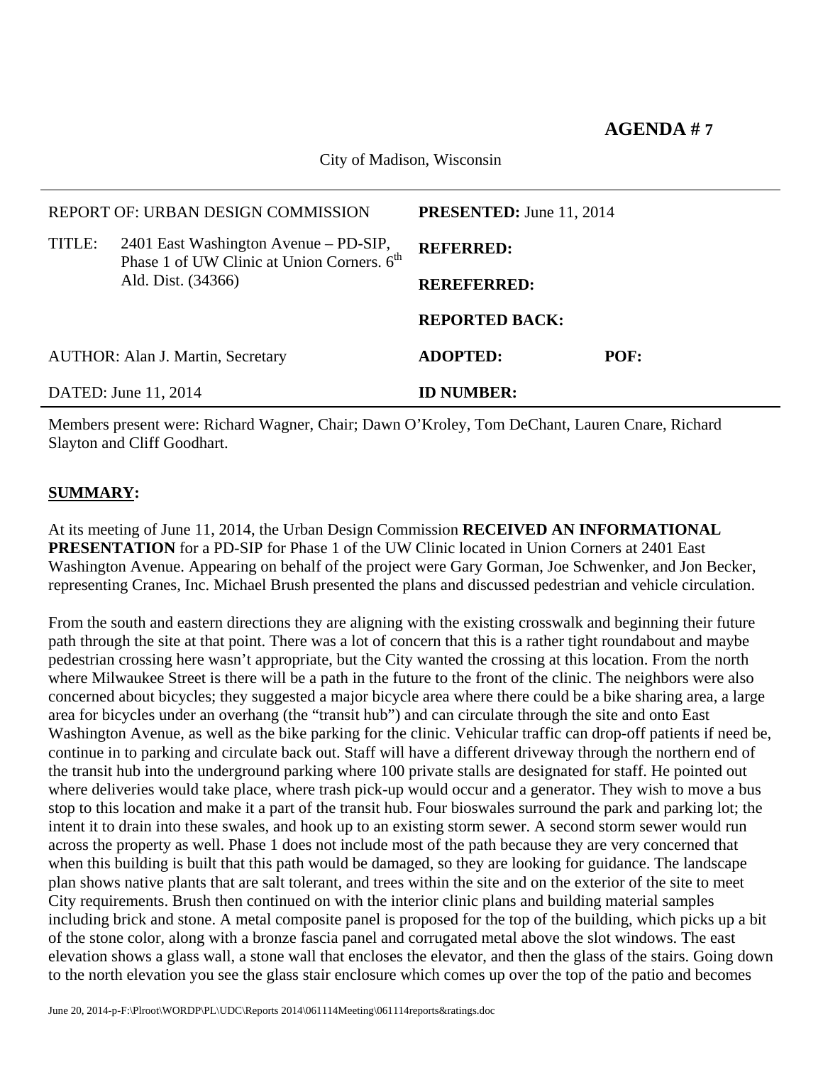**AGENDA # 7**

City of Madison, Wisconsin

| | |
|---|---|
| REPORT OF: URBAN DESIGN COMMISSION | **PRESENTED:** June 11, 2014 |
| TITLE: 2401 East Washington Avenue – PD-SIP, Phase 1 of UW Clinic at Union Corners. 6th Ald. Dist. (34366) | **REFERRED:** |
| | **REREFERRED:** |
| | **REPORTED BACK:** |
| AUTHOR: Alan J. Martin, Secretary | **ADOPTED:** **POF:** |
| DATED: June 11, 2014 | **ID NUMBER:** |

Members present were: Richard Wagner, Chair; Dawn O'Kroley, Tom DeChant, Lauren Cnare, Richard Slayton and Cliff Goodhart.

**SUMMARY:**

At its meeting of June 11, 2014, the Urban Design Commission **RECEIVED AN INFORMATIONAL PRESENTATION** for a PD-SIP for Phase 1 of the UW Clinic located in Union Corners at 2401 East Washington Avenue. Appearing on behalf of the project were Gary Gorman, Joe Schwenker, and Jon Becker, representing Cranes, Inc. Michael Brush presented the plans and discussed pedestrian and vehicle circulation.

From the south and eastern directions they are aligning with the existing crosswalk and beginning their future path through the site at that point. There was a lot of concern that this is a rather tight roundabout and maybe pedestrian crossing here wasn't appropriate, but the City wanted the crossing at this location. From the north where Milwaukee Street is there will be a path in the future to the front of the clinic. The neighbors were also concerned about bicycles; they suggested a major bicycle area where there could be a bike sharing area, a large area for bicycles under an overhang (the "transit hub") and can circulate through the site and onto East Washington Avenue, as well as the bike parking for the clinic. Vehicular traffic can drop-off patients if need be, continue in to parking and circulate back out. Staff will have a different driveway through the northern end of the transit hub into the underground parking where 100 private stalls are designated for staff. He pointed out where deliveries would take place, where trash pick-up would occur and a generator. They wish to move a bus stop to this location and make it a part of the transit hub. Four bioswales surround the park and parking lot; the intent it to drain into these swales, and hook up to an existing storm sewer. A second storm sewer would run across the property as well. Phase 1 does not include most of the path because they are very concerned that when this building is built that this path would be damaged, so they are looking for guidance. The landscape plan shows native plants that are salt tolerant, and trees within the site and on the exterior of the site to meet City requirements. Brush then continued on with the interior clinic plans and building material samples including brick and stone. A metal composite panel is proposed for the top of the building, which picks up a bit of the stone color, along with a bronze fascia panel and corrugated metal above the slot windows. The east elevation shows a glass wall, a stone wall that encloses the elevator, and then the glass of the stairs. Going down to the north elevation you see the glass stair enclosure which comes up over the top of the patio and becomes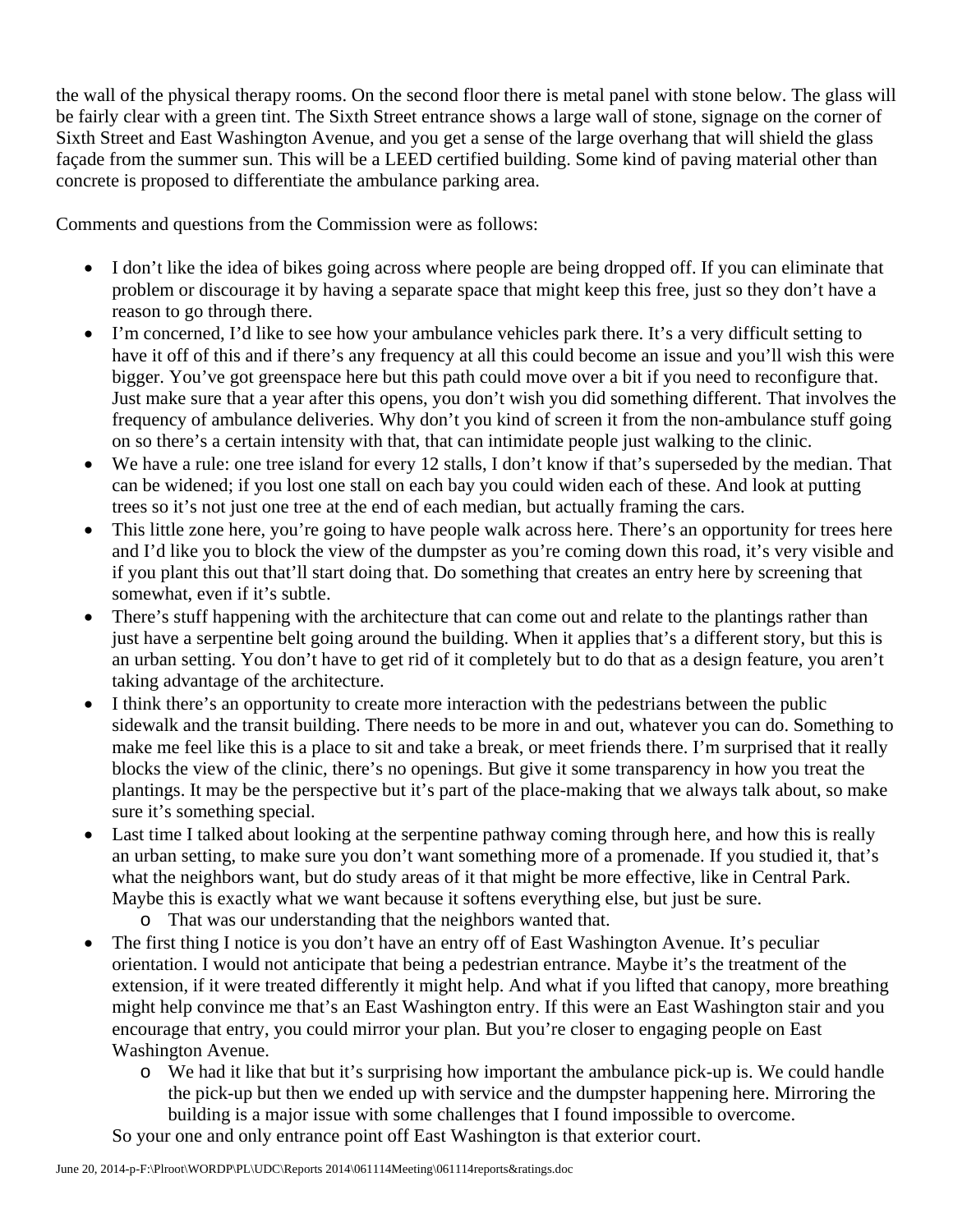the wall of the physical therapy rooms. On the second floor there is metal panel with stone below. The glass will be fairly clear with a green tint. The Sixth Street entrance shows a large wall of stone, signage on the corner of Sixth Street and East Washington Avenue, and you get a sense of the large overhang that will shield the glass façade from the summer sun. This will be a LEED certified building. Some kind of paving material other than concrete is proposed to differentiate the ambulance parking area.

Comments and questions from the Commission were as follows:

- I don't like the idea of bikes going across where people are being dropped off. If you can eliminate that problem or discourage it by having a separate space that might keep this free, just so they don't have a reason to go through there.
- I'm concerned, I'd like to see how your ambulance vehicles park there. It's a very difficult setting to have it off of this and if there's any frequency at all this could become an issue and you'll wish this were bigger. You've got greenspace here but this path could move over a bit if you need to reconfigure that. Just make sure that a year after this opens, you don't wish you did something different. That involves the frequency of ambulance deliveries. Why don't you kind of screen it from the non-ambulance stuff going on so there's a certain intensity with that, that can intimidate people just walking to the clinic.
- We have a rule: one tree island for every 12 stalls, I don't know if that's superseded by the median. That can be widened; if you lost one stall on each bay you could widen each of these. And look at putting trees so it's not just one tree at the end of each median, but actually framing the cars.
- This little zone here, you're going to have people walk across here. There's an opportunity for trees here and I'd like you to block the view of the dumpster as you're coming down this road, it's very visible and if you plant this out that'll start doing that. Do something that creates an entry here by screening that somewhat, even if it's subtle.
- There's stuff happening with the architecture that can come out and relate to the plantings rather than just have a serpentine belt going around the building. When it applies that's a different story, but this is an urban setting. You don't have to get rid of it completely but to do that as a design feature, you aren't taking advantage of the architecture.
- I think there's an opportunity to create more interaction with the pedestrians between the public sidewalk and the transit building. There needs to be more in and out, whatever you can do. Something to make me feel like this is a place to sit and take a break, or meet friends there. I'm surprised that it really blocks the view of the clinic, there's no openings. But give it some transparency in how you treat the plantings. It may be the perspective but it's part of the place-making that we always talk about, so make sure it's something special.
- Last time I talked about looking at the serpentine pathway coming through here, and how this is really an urban setting, to make sure you don't want something more of a promenade. If you studied it, that's what the neighbors want, but do study areas of it that might be more effective, like in Central Park. Maybe this is exactly what we want because it softens everything else, but just be sure.
    - That was our understanding that the neighbors wanted that.
- The first thing I notice is you don't have an entry off of East Washington Avenue. It's peculiar orientation. I would not anticipate that being a pedestrian entrance. Maybe it's the treatment of the extension, if it were treated differently it might help. And what if you lifted that canopy, more breathing might help convince me that's an East Washington entry. If this were an East Washington stair and you encourage that entry, you could mirror your plan. But you're closer to engaging people on East Washington Avenue.
    - We had it like that but it's surprising how important the ambulance pick-up is. We could handle the pick-up but then we ended up with service and the dumpster happening here. Mirroring the building is a major issue with some challenges that I found impossible to overcome.

  So your one and only entrance point off East Washington is that exterior court.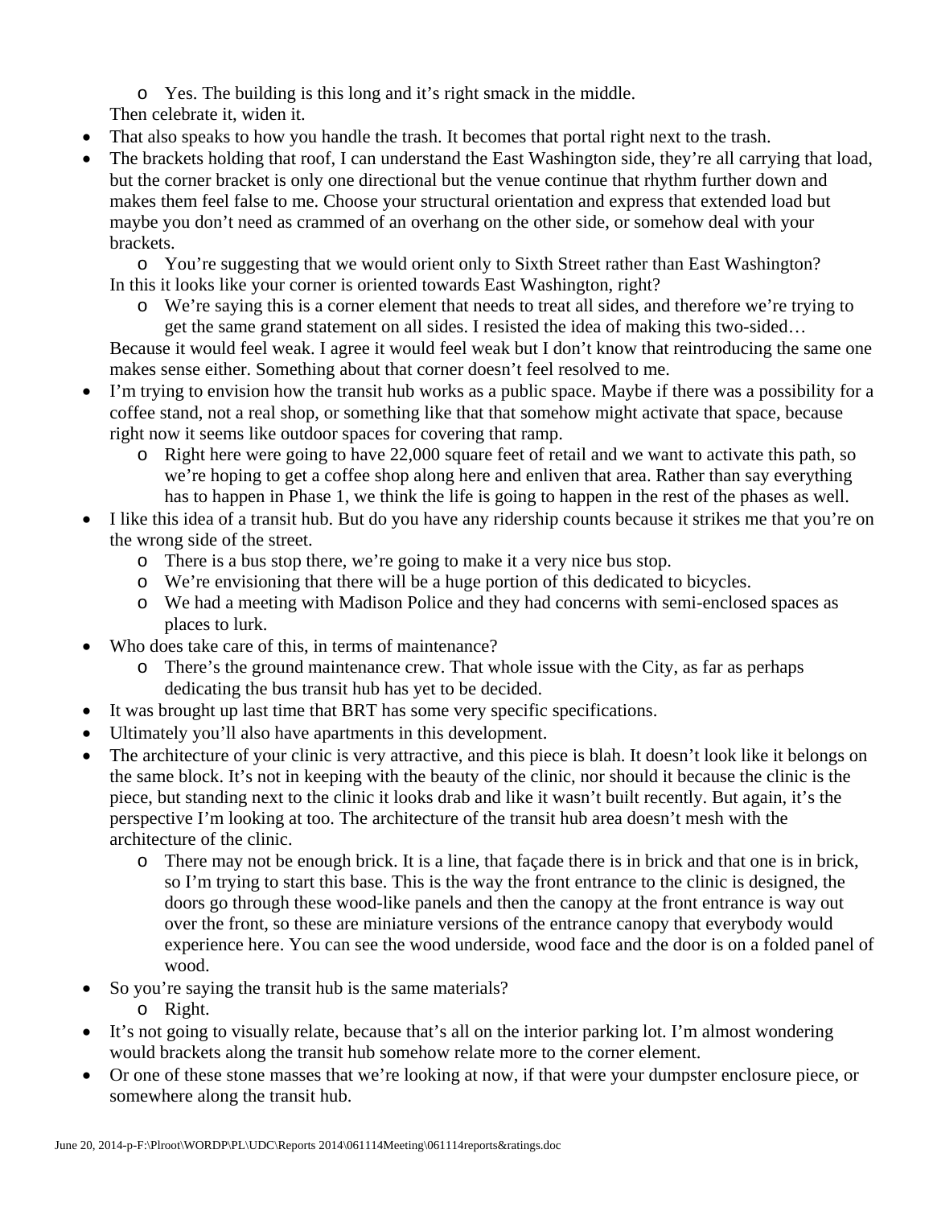- Yes. The building is this long and it's right smack in the middle.

  Then celebrate it, widen it.
- That also speaks to how you handle the trash. It becomes that portal right next to the trash.
- The brackets holding that roof, I can understand the East Washington side, they're all carrying that load, but the corner bracket is only one directional but the venue continue that rhythm further down and makes them feel false to me. Choose your structural orientation and express that extended load but maybe you don't need as crammed of an overhang on the other side, or somehow deal with your brackets.
  - You're suggesting that we would orient only to Sixth Street rather than East Washington?

  In this it looks like your corner is oriented towards East Washington, right?
  - We're saying this is a corner element that needs to treat all sides, and therefore we're trying to get the same grand statement on all sides. I resisted the idea of making this two-sided…

  Because it would feel weak. I agree it would feel weak but I don't know that reintroducing the same one makes sense either. Something about that corner doesn't feel resolved to me.
- I'm trying to envision how the transit hub works as a public space. Maybe if there was a possibility for a coffee stand, not a real shop, or something like that that somehow might activate that space, because right now it seems like outdoor spaces for covering that ramp.
  - Right here were going to have 22,000 square feet of retail and we want to activate this path, so we're hoping to get a coffee shop along here and enliven that area. Rather than say everything has to happen in Phase 1, we think the life is going to happen in the rest of the phases as well.
- I like this idea of a transit hub. But do you have any ridership counts because it strikes me that you're on the wrong side of the street.
  - There is a bus stop there, we're going to make it a very nice bus stop.
  - We're envisioning that there will be a huge portion of this dedicated to bicycles.
  - We had a meeting with Madison Police and they had concerns with semi-enclosed spaces as places to lurk.
- Who does take care of this, in terms of maintenance?
  - There's the ground maintenance crew. That whole issue with the City, as far as perhaps dedicating the bus transit hub has yet to be decided.
- It was brought up last time that BRT has some very specific specifications.
- Ultimately you'll also have apartments in this development.
- The architecture of your clinic is very attractive, and this piece is blah. It doesn't look like it belongs on the same block. It's not in keeping with the beauty of the clinic, nor should it because the clinic is the piece, but standing next to the clinic it looks drab and like it wasn't built recently. But again, it's the perspective I'm looking at too. The architecture of the transit hub area doesn't mesh with the architecture of the clinic.
  - There may not be enough brick. It is a line, that façade there is in brick and that one is in brick, so I'm trying to start this base. This is the way the front entrance to the clinic is designed, the doors go through these wood-like panels and then the canopy at the front entrance is way out over the front, so these are miniature versions of the entrance canopy that everybody would experience here. You can see the wood underside, wood face and the door is on a folded panel of wood.
- So you're saying the transit hub is the same materials?
  - Right.
- It's not going to visually relate, because that's all on the interior parking lot. I'm almost wondering would brackets along the transit hub somehow relate more to the corner element.
- Or one of these stone masses that we're looking at now, if that were your dumpster enclosure piece, or somewhere along the transit hub.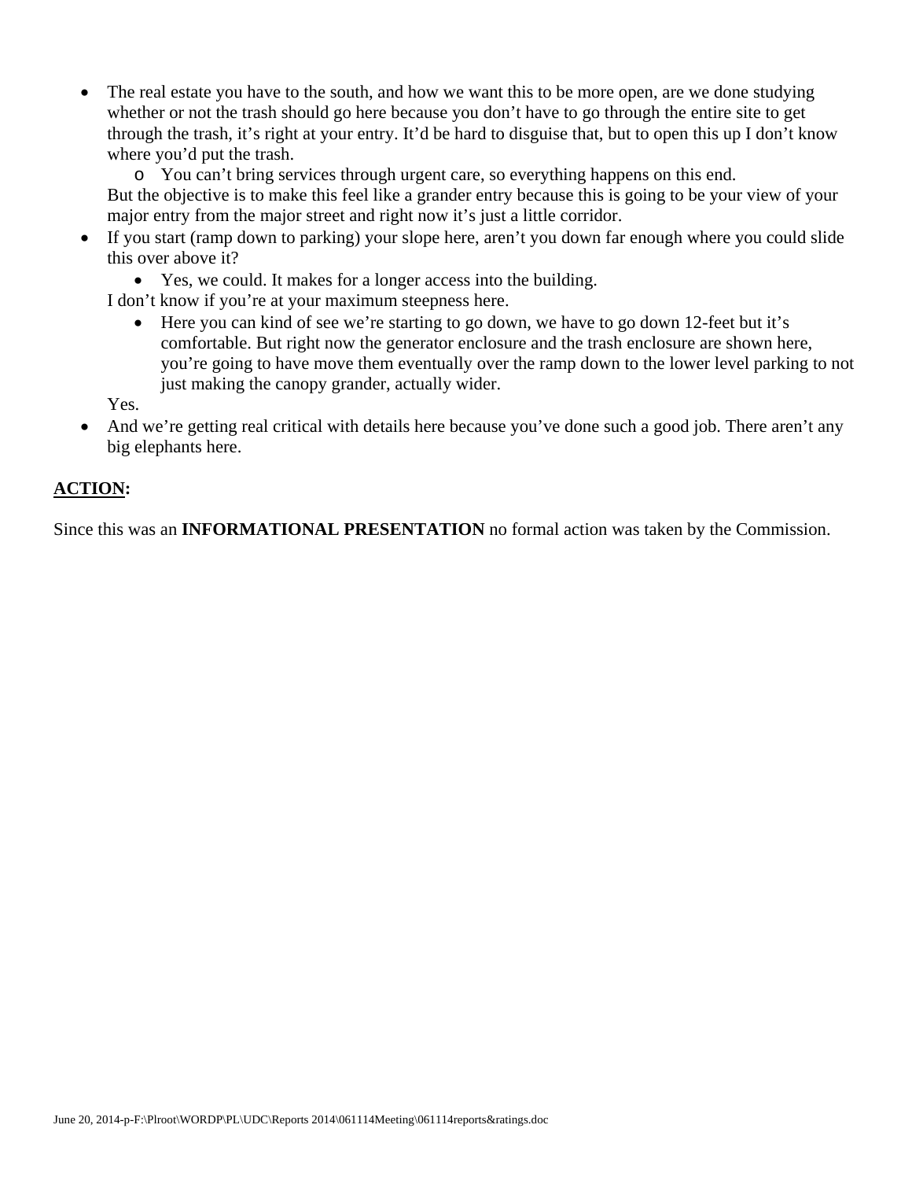- The real estate you have to the south, and how we want this to be more open, are we done studying whether or not the trash should go here because you don't have to go through the entire site to get through the trash, it's right at your entry. It'd be hard to disguise that, but to open this up I don't know where you'd put the trash.
  - You can't bring services through urgent care, so everything happens on this end.

  But the objective is to make this feel like a grander entry because this is going to be your view of your major entry from the major street and right now it's just a little corridor.
- If you start (ramp down to parking) your slope here, aren't you down far enough where you could slide this over above it?
  - Yes, we could. It makes for a longer access into the building.

  I don't know if you're at your maximum steepness here.
  - Here you can kind of see we're starting to go down, we have to go down 12-feet but it's comfortable. But right now the generator enclosure and the trash enclosure are shown here, you're going to have move them eventually over the ramp down to the lower level parking to not just making the canopy grander, actually wider.

  Yes.
- And we're getting real critical with details here because you've done such a good job. There aren't any big elephants here.

**ACTION:**

Since this was an **INFORMATIONAL PRESENTATION** no formal action was taken by the Commission.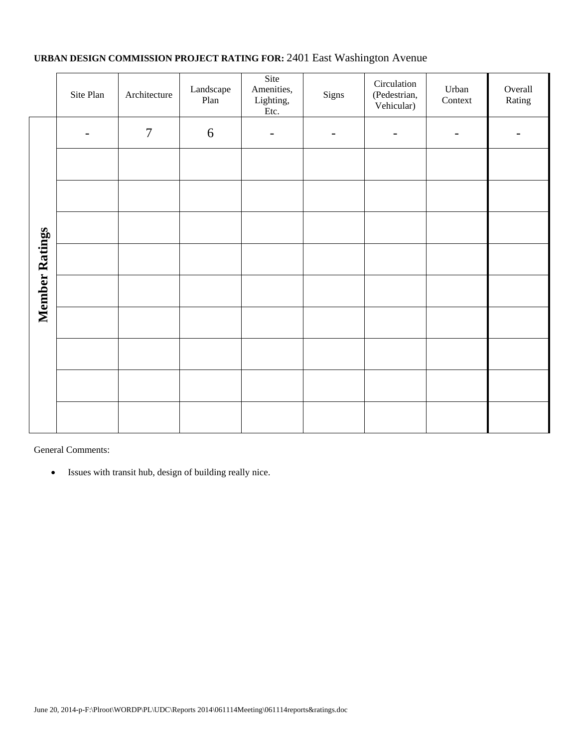**URBAN DESIGN COMMISSION PROJECT RATING FOR:** 2401 East Washington Avenue

| | Site Plan | Architecture | Landscape Plan | Site Amenities, Lighting, Etc. | Signs | Circulation (Pedestrian, Vehicular) | Urban Context | Overall Rating |
|---|---|---|---|---|---|---|---|---|
| **Member Ratings** | - | 7 | 6 | - | - | - | - | - |
| | | | | | | | | |
| | | | | | | | | |
| | | | | | | | | |
| | | | | | | | | |
| | | | | | | | | |
| | | | | | | | | |
| | | | | | | | | |
| | | | | | | | | |
| | | | | | | | | |

General Comments:

- Issues with transit hub, design of building really nice.

June 20, 2014-p-F:\Plroot\WORDP\PL\UDC\Reports 2014\061114Meeting\061114reports&ratings.doc